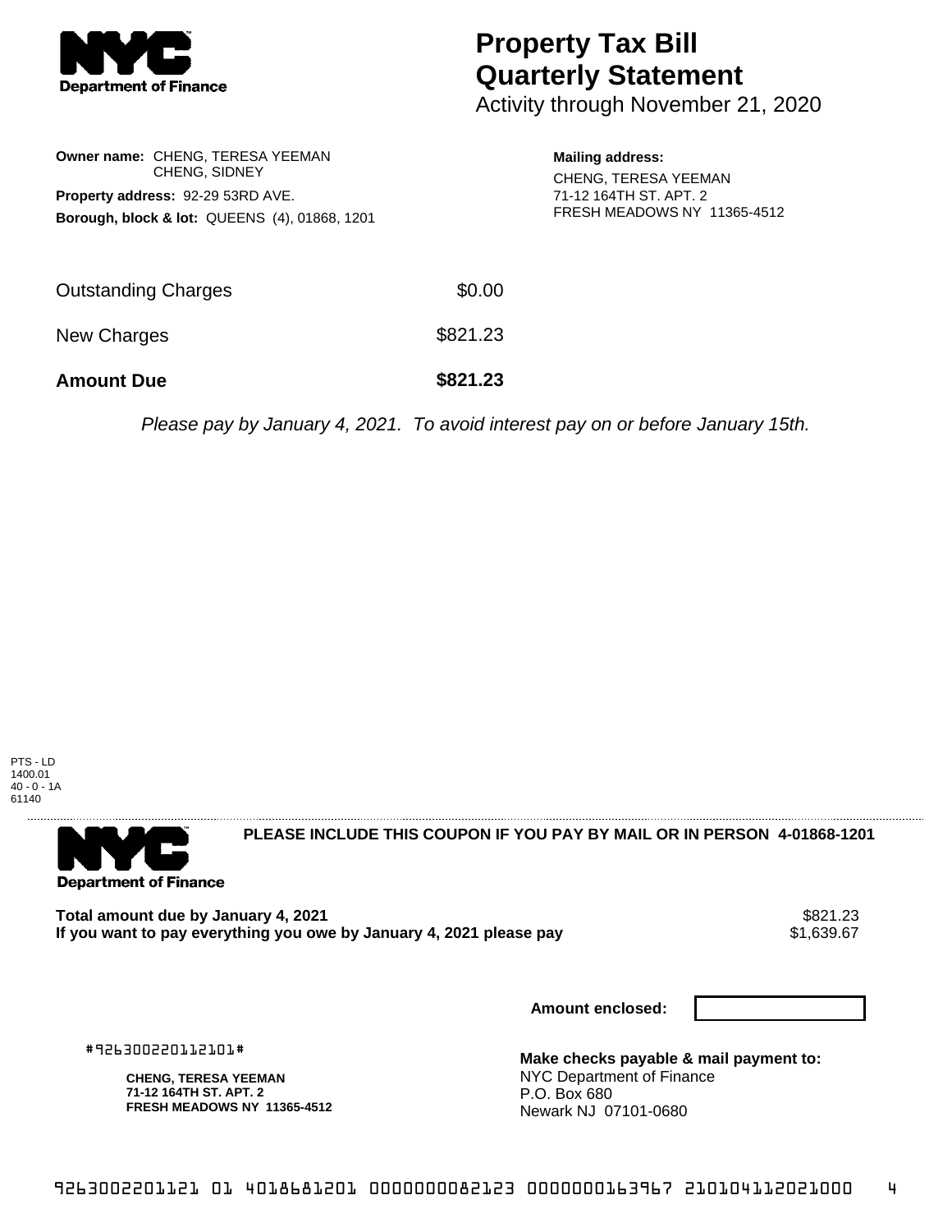# Property Tax Bill Quarterly Statement

Activity through November 21, 2020

**Owner name:** CHENG, TERESA YEEMAN
CHENG, SIDNEY

**Property address:** 92-29 53RD AVE.

**Borough, block & lot:** QUEENS (4), 01868, 1201

**Mailing address:**
CHENG, TERESA YEEMAN
71-12 164TH ST. APT. 2
FRESH MEADOWS NY 11365-4512

| | |
|---|---|
| Outstanding Charges | $0.00 |
| New Charges | $821.23 |
| **Amount Due** | **$821.23** |

*Please pay by January 4, 2021. To avoid interest pay on or before January 15th.*

PTS - LD
1400.01
40 - 0 - 1A
61140

**PLEASE INCLUDE THIS COUPON IF YOU PAY BY MAIL OR IN PERSON 4-01868-1201**

**Total amount due by January 4, 2021** $821.23

**If you want to pay everything you owe by January 4, 2021 please pay** $1,639.67

**Amount enclosed:**

#926300220112101#

**CHENG, TERESA YEEMAN**
**71-12 164TH ST. APT. 2**
**FRESH MEADOWS NY 11365-4512**

**Make checks payable & mail payment to:**
NYC Department of Finance
P.O. Box 680
Newark NJ 07101-0680

9263002201121 01 4018681201 0000000082123 0000000163967 210104112021000 4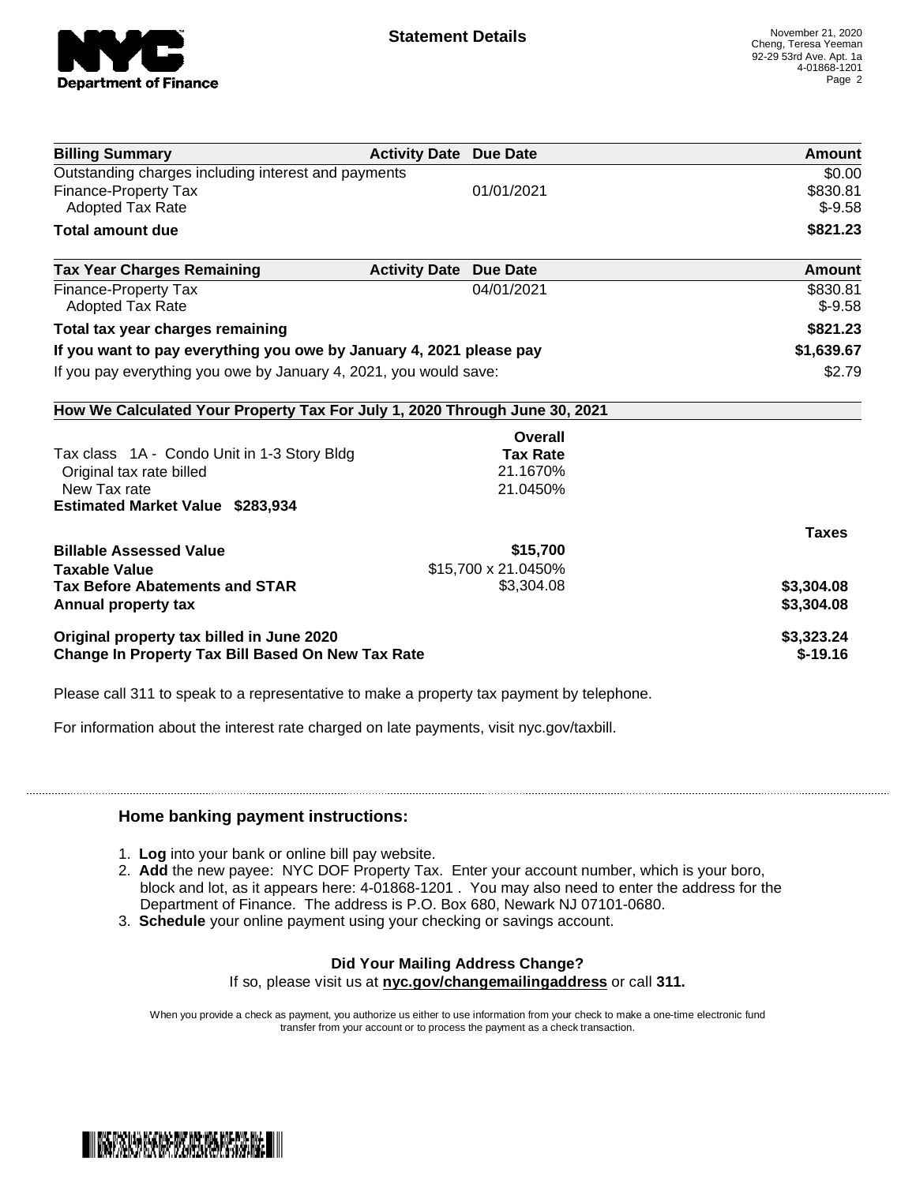# Statement Details

November 21, 2020
Cheng, Teresa Yeeman
92-29 53rd Ave. Apt. 1a
4-01868-1201

| Billing Summary | Activity Date | Due Date | Amount |
|---|---|---|---|
| Outstanding charges including interest and payments | | | $0.00 |
| Finance-Property Tax | | 01/01/2021 | $830.81 |
| Adopted Tax Rate | | | $-9.58 |
| **Total amount due** | | | **$821.23** |

| Tax Year Charges Remaining | Activity Date | Due Date | Amount |
|---|---|---|---|
| Finance-Property Tax | | 04/01/2021 | $830.81 |
| Adopted Tax Rate | | | $-9.58 |
| **Total tax year charges remaining** | | | **$821.23** |
| **If you want to pay everything you owe by January 4, 2021 please pay** | | | **$1,639.67** |
| If you pay everything you owe by January 4, 2021, you would save: | | | $2.79 |

**How We Calculated Your Property Tax For July 1, 2020 Through June 30, 2021**

| | Overall Tax Rate | |
|---|---|---|
| Tax class 1A - Condo Unit in 1-3 Story Bldg | | |
| Original tax rate billed | 21.1670% | |
| New Tax rate | 21.0450% | |
| **Estimated Market Value $283,934** | | |
| | | **Taxes** |
| **Billable Assessed Value** | **$15,700** | |
| **Taxable Value** | $15,700 x 21.0450% | |
| **Tax Before Abatements and STAR** | $3,304.08 | **$3,304.08** |
| **Annual property tax** | | **$3,304.08** |
| **Original property tax billed in June 2020** | | **$3,323.24** |
| **Change In Property Tax Bill Based On New Tax Rate** | | **$-19.16** |

Please call 311 to speak to a representative to make a property tax payment by telephone.

For information about the interest rate charged on late payments, visit nyc.gov/taxbill.

## Home banking payment instructions:

1. **Log** into your bank or online bill pay website.
2. **Add** the new payee: NYC DOF Property Tax. Enter your account number, which is your boro, block and lot, as it appears here: 4-01868-1201 . You may also need to enter the address for the Department of Finance. The address is P.O. Box 680, Newark NJ 07101-0680.
3. **Schedule** your online payment using your checking or savings account.

**Did Your Mailing Address Change?**

If so, please visit us at **nyc.gov/changemailingaddress** or call **311.**

When you provide a check as payment, you authorize us either to use information from your check to make a one-time electronic fund transfer from your account or to process the payment as a check transaction.